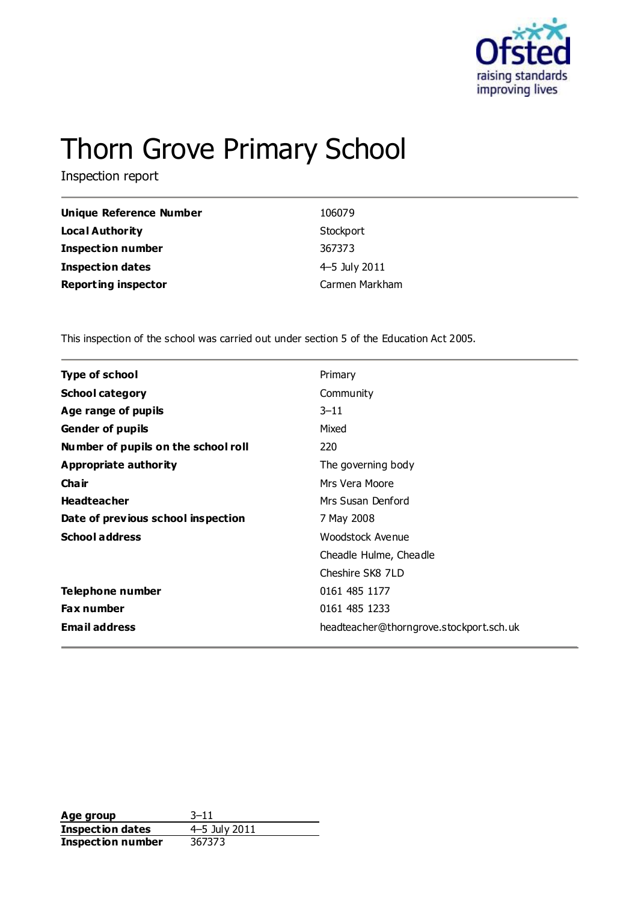# Thorn Grove Primary School

Inspection report

| | |
|---|---|
| **Unique Reference Number** | 106079 |
| **Local Authority** | Stockport |
| **Inspection number** | 367373 |
| **Inspection dates** | 4–5 July 2011 |
| **Reporting inspector** | Carmen Markham |

This inspection of the school was carried out under section 5 of the Education Act 2005.

| | |
|---|---|
| **Type of school** | Primary |
| **School category** | Community |
| **Age range of pupils** | 3–11 |
| **Gender of pupils** | Mixed |
| **Number of pupils on the school roll** | 220 |
| **Appropriate authority** | The governing body |
| **Chair** | Mrs Vera Moore |
| **Headteacher** | Mrs Susan Denford |
| **Date of previous school inspection** | 7 May 2008 |
| **School address** | Woodstock Avenue |
| | Cheadle Hulme, Cheadle |
| | Cheshire SK8 7LD |
| **Telephone number** | 0161 485 1177 |
| **Fax number** | 0161 485 1233 |
| **Email address** | headteacher@thorngrove.stockport.sch.uk |

| | |
|---|---|
| **Age group** | 3–11 |
| **Inspection dates** | 4–5 July 2011 |
| **Inspection number** | 367373 |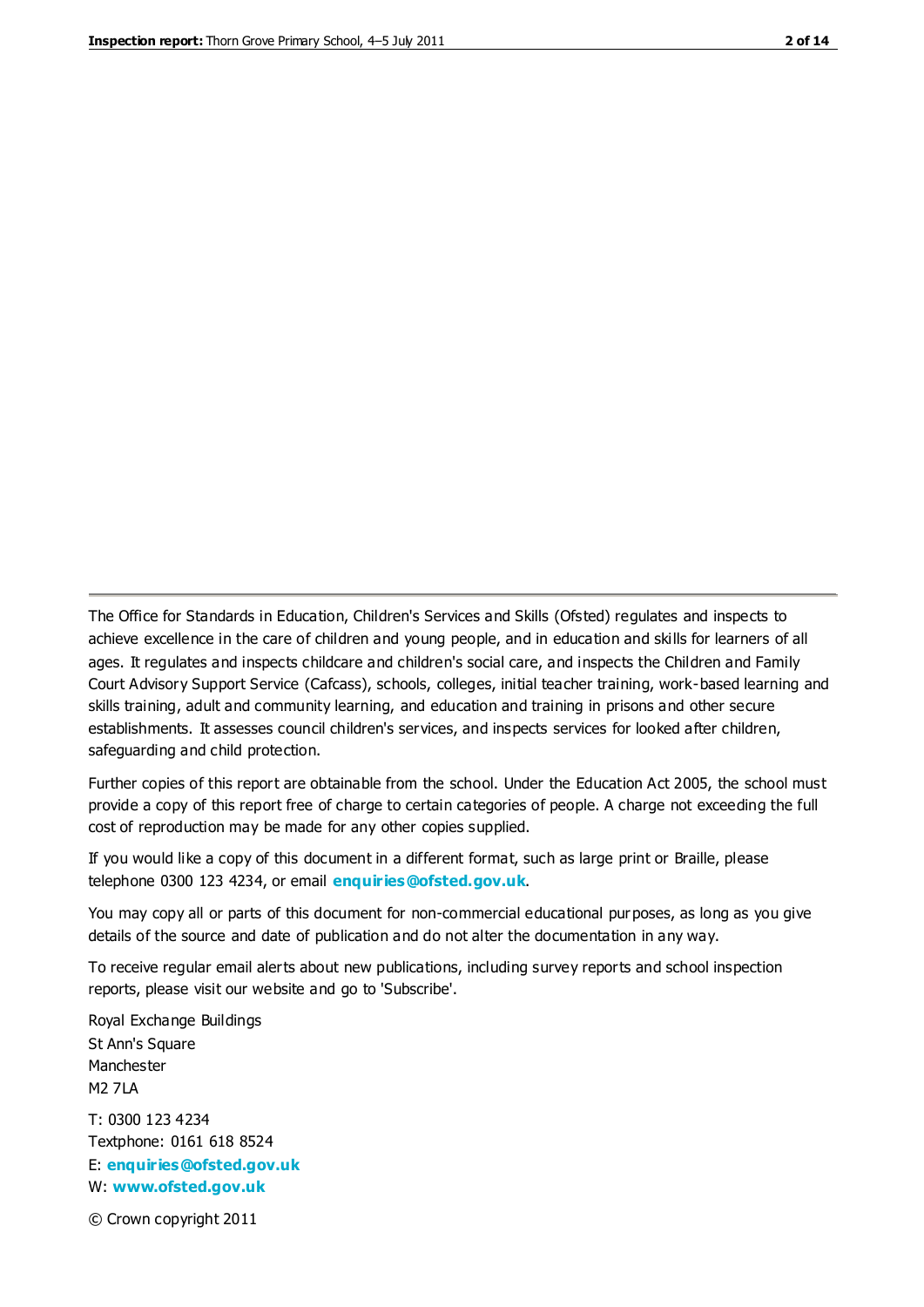The Office for Standards in Education, Children's Services and Skills (Ofsted) regulates and inspects to achieve excellence in the care of children and young people, and in education and skills for learners of all ages. It regulates and inspects childcare and children's social care, and inspects the Children and Family Court Advisory Support Service (Cafcass), schools, colleges, initial teacher training, work-based learning and skills training, adult and community learning, and education and training in prisons and other secure establishments. It assesses council children's services, and inspects services for looked after children, safeguarding and child protection.

Further copies of this report are obtainable from the school. Under the Education Act 2005, the school must provide a copy of this report free of charge to certain categories of people. A charge not exceeding the full cost of reproduction may be made for any other copies supplied.

If you would like a copy of this document in a different format, such as large print or Braille, please telephone 0300 123 4234, or email **enquiries@ofsted.gov.uk**.

You may copy all or parts of this document for non-commercial educational purposes, as long as you give details of the source and date of publication and do not alter the documentation in any way.

To receive regular email alerts about new publications, including survey reports and school inspection reports, please visit our website and go to 'Subscribe'.

Royal Exchange Buildings
St Ann's Square
Manchester
M2 7LA

T: 0300 123 4234
Textphone: 0161 618 8524
E: **enquiries@ofsted.gov.uk**
W: **www.ofsted.gov.uk**

© Crown copyright 2011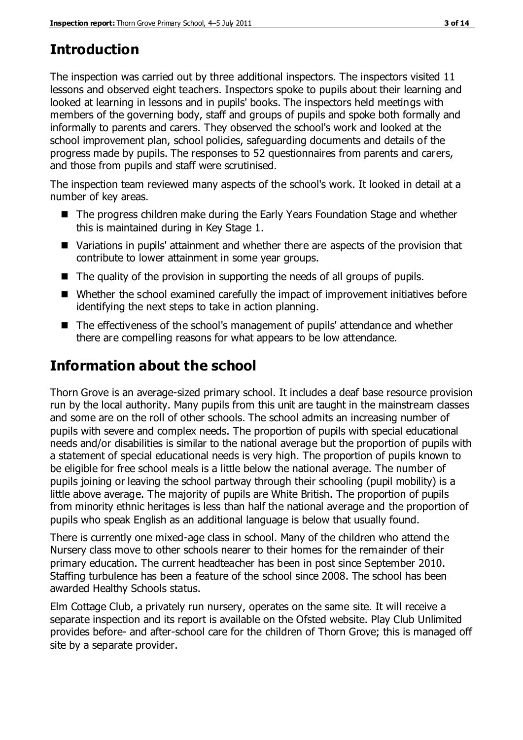## Introduction

The inspection was carried out by three additional inspectors. The inspectors visited 11 lessons and observed eight teachers. Inspectors spoke to pupils about their learning and looked at learning in lessons and in pupils' books. The inspectors held meetings with members of the governing body, staff and groups of pupils and spoke both formally and informally to parents and carers. They observed the school's work and looked at the school improvement plan, school policies, safeguarding documents and details of the progress made by pupils. The responses to 52 questionnaires from parents and carers, and those from pupils and staff were scrutinised.

The inspection team reviewed many aspects of the school's work. It looked in detail at a number of key areas.

- The progress children make during the Early Years Foundation Stage and whether this is maintained during in Key Stage 1.
- Variations in pupils' attainment and whether there are aspects of the provision that contribute to lower attainment in some year groups.
- The quality of the provision in supporting the needs of all groups of pupils.
- Whether the school examined carefully the impact of improvement initiatives before identifying the next steps to take in action planning.
- The effectiveness of the school's management of pupils' attendance and whether there are compelling reasons for what appears to be low attendance.

## Information about the school

Thorn Grove is an average-sized primary school. It includes a deaf base resource provision run by the local authority. Many pupils from this unit are taught in the mainstream classes and some are on the roll of other schools. The school admits an increasing number of pupils with severe and complex needs. The proportion of pupils with special educational needs and/or disabilities is similar to the national average but the proportion of pupils with a statement of special educational needs is very high. The proportion of pupils known to be eligible for free school meals is a little below the national average. The number of pupils joining or leaving the school partway through their schooling (pupil mobility) is a little above average. The majority of pupils are White British. The proportion of pupils from minority ethnic heritages is less than half the national average and the proportion of pupils who speak English as an additional language is below that usually found.

There is currently one mixed-age class in school. Many of the children who attend the Nursery class move to other schools nearer to their homes for the remainder of their primary education. The current headteacher has been in post since September 2010. Staffing turbulence has been a feature of the school since 2008. The school has been awarded Healthy Schools status.

Elm Cottage Club, a privately run nursery, operates on the same site. It will receive a separate inspection and its report is available on the Ofsted website. Play Club Unlimited provides before- and after-school care for the children of Thorn Grove; this is managed off site by a separate provider.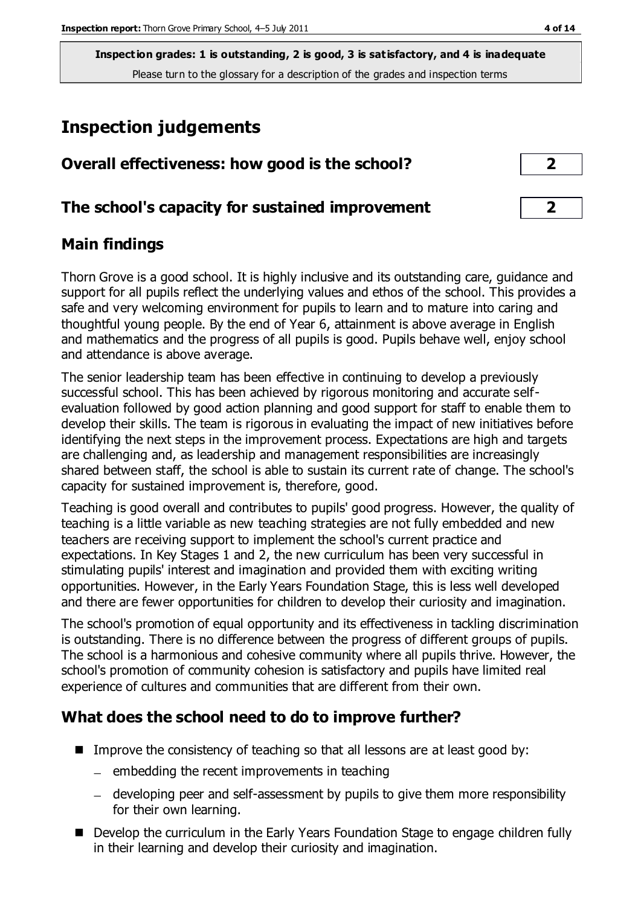**Inspection grades: 1 is outstanding, 2 is good, 3 is satisfactory, and 4 is inadequate**
Please turn to the glossary for a description of the grades and inspection terms

# Inspection judgements

| | |
|---|---|
| **Overall effectiveness: how good is the school?** | **2** |
| **The school's capacity for sustained improvement** | **2** |

## Main findings

Thorn Grove is a good school. It is highly inclusive and its outstanding care, guidance and support for all pupils reflect the underlying values and ethos of the school. This provides a safe and very welcoming environment for pupils to learn and to mature into caring and thoughtful young people. By the end of Year 6, attainment is above average in English and mathematics and the progress of all pupils is good. Pupils behave well, enjoy school and attendance is above average.

The senior leadership team has been effective in continuing to develop a previously successful school. This has been achieved by rigorous monitoring and accurate self-evaluation followed by good action planning and good support for staff to enable them to develop their skills. The team is rigorous in evaluating the impact of new initiatives before identifying the next steps in the improvement process. Expectations are high and targets are challenging and, as leadership and management responsibilities are increasingly shared between staff, the school is able to sustain its current rate of change. The school's capacity for sustained improvement is, therefore, good.

Teaching is good overall and contributes to pupils' good progress. However, the quality of teaching is a little variable as new teaching strategies are not fully embedded and new teachers are receiving support to implement the school's current practice and expectations. In Key Stages 1 and 2, the new curriculum has been very successful in stimulating pupils' interest and imagination and provided them with exciting writing opportunities. However, in the Early Years Foundation Stage, this is less well developed and there are fewer opportunities for children to develop their curiosity and imagination.

The school's promotion of equal opportunity and its effectiveness in tackling discrimination is outstanding. There is no difference between the progress of different groups of pupils. The school is a harmonious and cohesive community where all pupils thrive. However, the school's promotion of community cohesion is satisfactory and pupils have limited real experience of cultures and communities that are different from their own.

## What does the school need to do to improve further?

- Improve the consistency of teaching so that all lessons are at least good by:
  - embedding the recent improvements in teaching
  - developing peer and self-assessment by pupils to give them more responsibility for their own learning.
- Develop the curriculum in the Early Years Foundation Stage to engage children fully in their learning and develop their curiosity and imagination.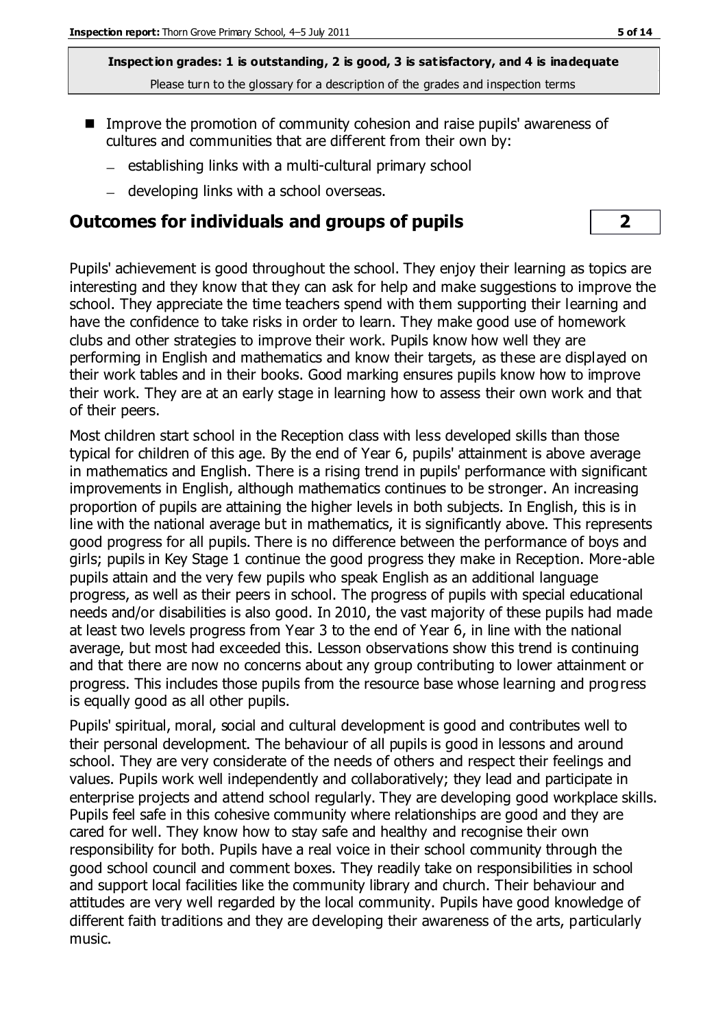**Inspection grades: 1 is outstanding, 2 is good, 3 is satisfactory, and 4 is inadequate**
Please turn to the glossary for a description of the grades and inspection terms

- Improve the promotion of community cohesion and raise pupils' awareness of cultures and communities that are different from their own by:
  - establishing links with a multi-cultural primary school
  - developing links with a school overseas.

## Outcomes for individuals and groups of pupils 2

Pupils' achievement is good throughout the school. They enjoy their learning as topics are interesting and they know that they can ask for help and make suggestions to improve the school. They appreciate the time teachers spend with them supporting their learning and have the confidence to take risks in order to learn. They make good use of homework clubs and other strategies to improve their work. Pupils know how well they are performing in English and mathematics and know their targets, as these are displayed on their work tables and in their books. Good marking ensures pupils know how to improve their work. They are at an early stage in learning how to assess their own work and that of their peers.

Most children start school in the Reception class with less developed skills than those typical for children of this age. By the end of Year 6, pupils' attainment is above average in mathematics and English. There is a rising trend in pupils' performance with significant improvements in English, although mathematics continues to be stronger. An increasing proportion of pupils are attaining the higher levels in both subjects. In English, this is in line with the national average but in mathematics, it is significantly above. This represents good progress for all pupils. There is no difference between the performance of boys and girls; pupils in Key Stage 1 continue the good progress they make in Reception. More-able pupils attain and the very few pupils who speak English as an additional language progress, as well as their peers in school. The progress of pupils with special educational needs and/or disabilities is also good. In 2010, the vast majority of these pupils had made at least two levels progress from Year 3 to the end of Year 6, in line with the national average, but most had exceeded this. Lesson observations show this trend is continuing and that there are now no concerns about any group contributing to lower attainment or progress. This includes those pupils from the resource base whose learning and progress is equally good as all other pupils.

Pupils' spiritual, moral, social and cultural development is good and contributes well to their personal development. The behaviour of all pupils is good in lessons and around school. They are very considerate of the needs of others and respect their feelings and values. Pupils work well independently and collaboratively; they lead and participate in enterprise projects and attend school regularly. They are developing good workplace skills. Pupils feel safe in this cohesive community where relationships are good and they are cared for well. They know how to stay safe and healthy and recognise their own responsibility for both. Pupils have a real voice in their school community through the good school council and comment boxes. They readily take on responsibilities in school and support local facilities like the community library and church. Their behaviour and attitudes are very well regarded by the local community. Pupils have good knowledge of different faith traditions and they are developing their awareness of the arts, particularly music.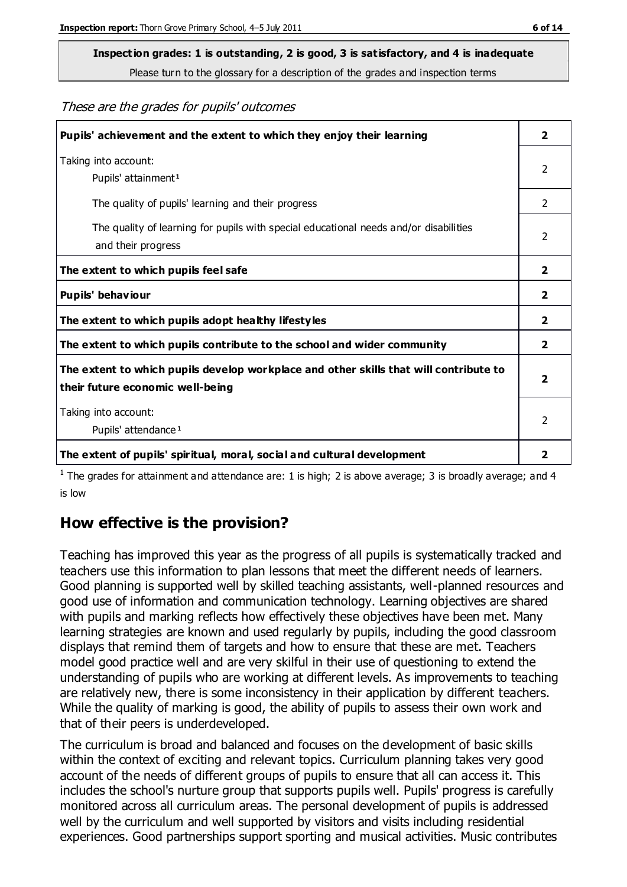**Inspection grades: 1 is outstanding, 2 is good, 3 is satisfactory, and 4 is inadequate**
Please turn to the glossary for a description of the grades and inspection terms

*These are the grades for pupils' outcomes*

| | |
|---|---|
| **Pupils' achievement and the extent to which they enjoy their learning** | **2** |
| Taking into account:<br>Pupils' attainment[1] | 2 |
| The quality of pupils' learning and their progress | 2 |
| The quality of learning for pupils with special educational needs and/or disabilities and their progress | 2 |
| **The extent to which pupils feel safe** | **2** |
| **Pupils' behaviour** | **2** |
| **The extent to which pupils adopt healthy lifestyles** | **2** |
| **The extent to which pupils contribute to the school and wider community** | **2** |
| **The extent to which pupils develop workplace and other skills that will contribute to their future economic well-being** | **2** |
| Taking into account:<br>Pupils' attendance[1] | 2 |
| **The extent of pupils' spiritual, moral, social and cultural development** | **2** |

[1] The grades for attainment and attendance are: 1 is high; 2 is above average; 3 is broadly average; and 4 is low

## How effective is the provision?

Teaching has improved this year as the progress of all pupils is systematically tracked and teachers use this information to plan lessons that meet the different needs of learners. Good planning is supported well by skilled teaching assistants, well-planned resources and good use of information and communication technology. Learning objectives are shared with pupils and marking reflects how effectively these objectives have been met. Many learning strategies are known and used regularly by pupils, including the good classroom displays that remind them of targets and how to ensure that these are met. Teachers model good practice well and are very skilful in their use of questioning to extend the understanding of pupils who are working at different levels. As improvements to teaching are relatively new, there is some inconsistency in their application by different teachers. While the quality of marking is good, the ability of pupils to assess their own work and that of their peers is underdeveloped.

The curriculum is broad and balanced and focuses on the development of basic skills within the context of exciting and relevant topics. Curriculum planning takes very good account of the needs of different groups of pupils to ensure that all can access it. This includes the school's nurture group that supports pupils well. Pupils' progress is carefully monitored across all curriculum areas. The personal development of pupils is addressed well by the curriculum and well supported by visitors and visits including residential experiences. Good partnerships support sporting and musical activities. Music contributes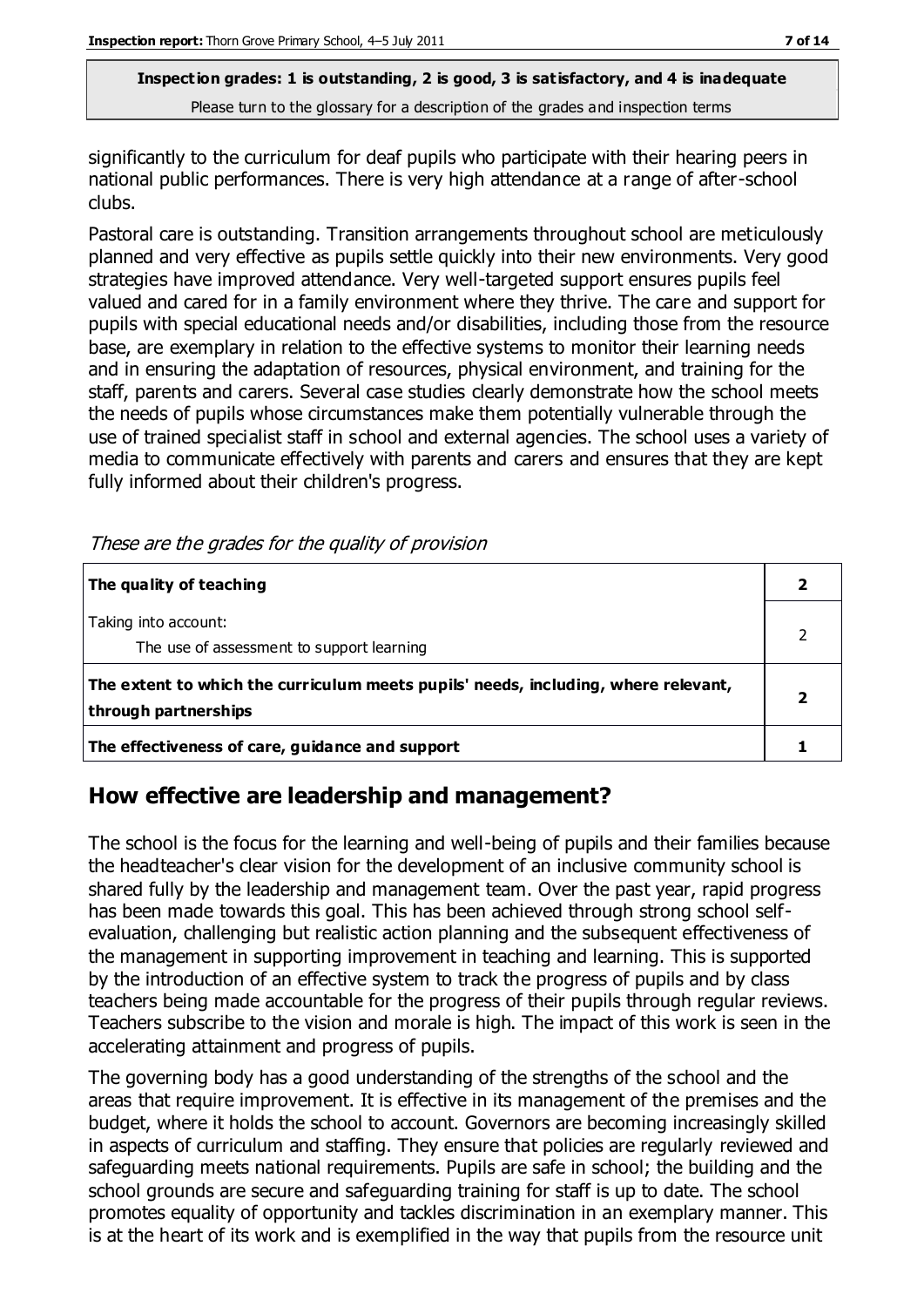significantly to the curriculum for deaf pupils who participate with their hearing peers in national public performances. There is very high attendance at a range of after-school clubs.

Pastoral care is outstanding. Transition arrangements throughout school are meticulously planned and very effective as pupils settle quickly into their new environments. Very good strategies have improved attendance. Very well-targeted support ensures pupils feel valued and cared for in a family environment where they thrive. The care and support for pupils with special educational needs and/or disabilities, including those from the resource base, are exemplary in relation to the effective systems to monitor their learning needs and in ensuring the adaptation of resources, physical environment, and training for the staff, parents and carers. Several case studies clearly demonstrate how the school meets the needs of pupils whose circumstances make them potentially vulnerable through the use of trained specialist staff in school and external agencies. The school uses a variety of media to communicate effectively with parents and carers and ensures that they are kept fully informed about their children's progress.

*These are the grades for the quality of provision*

| | |
|---|---|
| **The quality of teaching** | **2** |
| Taking into account:<br>The use of assessment to support learning | 2 |
| **The extent to which the curriculum meets pupils' needs, including, where relevant, through partnerships** | **2** |
| **The effectiveness of care, guidance and support** | **1** |

## How effective are leadership and management?

The school is the focus for the learning and well-being of pupils and their families because the headteacher's clear vision for the development of an inclusive community school is shared fully by the leadership and management team. Over the past year, rapid progress has been made towards this goal. This has been achieved through strong school self-evaluation, challenging but realistic action planning and the subsequent effectiveness of the management in supporting improvement in teaching and learning. This is supported by the introduction of an effective system to track the progress of pupils and by class teachers being made accountable for the progress of their pupils through regular reviews. Teachers subscribe to the vision and morale is high. The impact of this work is seen in the accelerating attainment and progress of pupils.

The governing body has a good understanding of the strengths of the school and the areas that require improvement. It is effective in its management of the premises and the budget, where it holds the school to account. Governors are becoming increasingly skilled in aspects of curriculum and staffing. They ensure that policies are regularly reviewed and safeguarding meets national requirements. Pupils are safe in school; the building and the school grounds are secure and safeguarding training for staff is up to date. The school promotes equality of opportunity and tackles discrimination in an exemplary manner. This is at the heart of its work and is exemplified in the way that pupils from the resource unit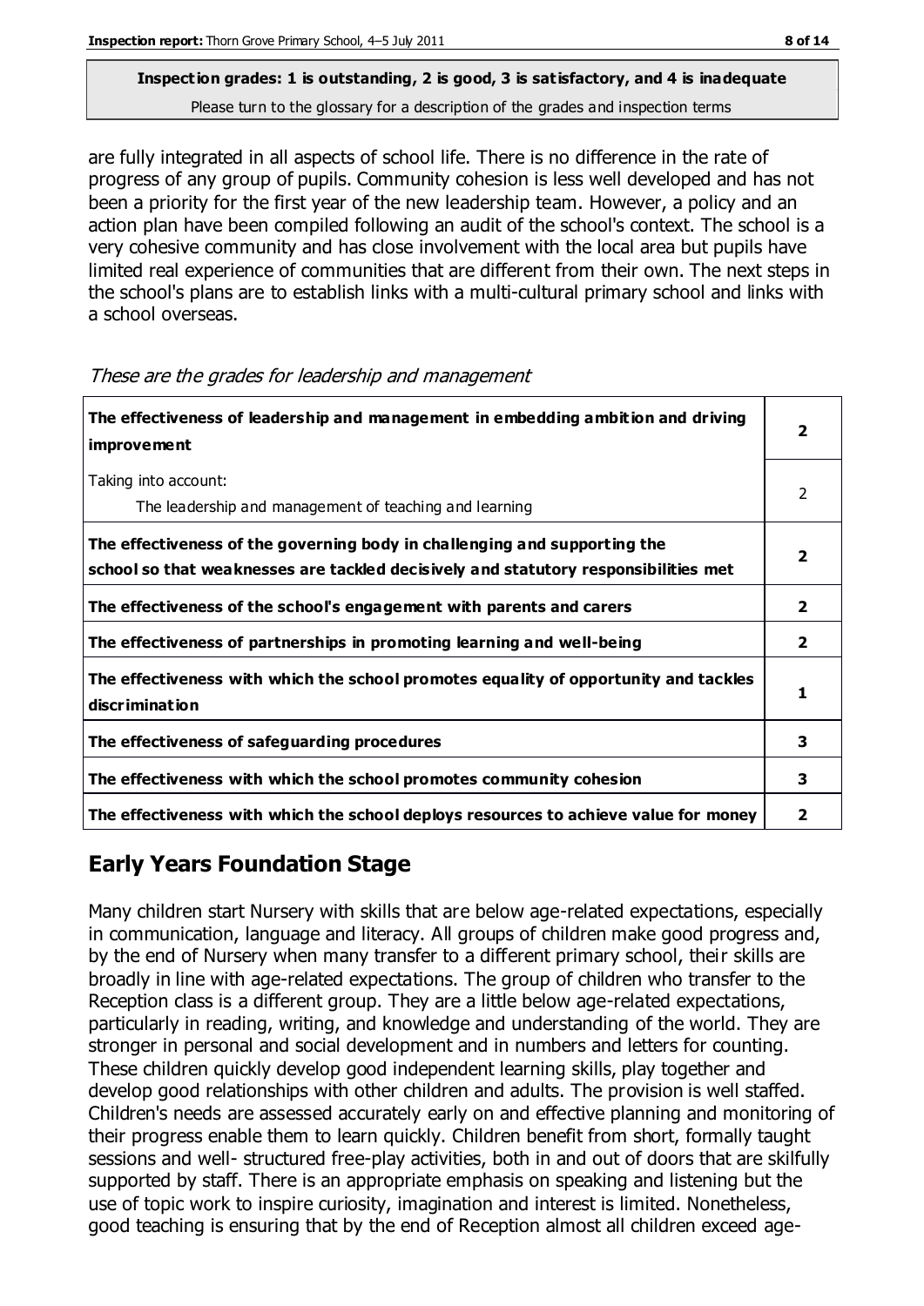**Inspection grades: 1 is outstanding, 2 is good, 3 is satisfactory, and 4 is inadequate**
Please turn to the glossary for a description of the grades and inspection terms

are fully integrated in all aspects of school life. There is no difference in the rate of progress of any group of pupils. Community cohesion is less well developed and has not been a priority for the first year of the new leadership team. However, a policy and an action plan have been compiled following an audit of the school's context. The school is a very cohesive community and has close involvement with the local area but pupils have limited real experience of communities that are different from their own. The next steps in the school's plans are to establish links with a multi-cultural primary school and links with a school overseas.

*These are the grades for leadership and management*

| | |
|---|---|
| **The effectiveness of leadership and management in embedding ambition and driving improvement** | **2** |
| Taking into account: The leadership and management of teaching and learning | 2 |
| **The effectiveness of the governing body in challenging and supporting the school so that weaknesses are tackled decisively and statutory responsibilities met** | **2** |
| **The effectiveness of the school's engagement with parents and carers** | **2** |
| **The effectiveness of partnerships in promoting learning and well-being** | **2** |
| **The effectiveness with which the school promotes equality of opportunity and tackles discrimination** | **1** |
| **The effectiveness of safeguarding procedures** | **3** |
| **The effectiveness with which the school promotes community cohesion** | **3** |
| **The effectiveness with which the school deploys resources to achieve value for money** | **2** |

## Early Years Foundation Stage

Many children start Nursery with skills that are below age-related expectations, especially in communication, language and literacy. All groups of children make good progress and, by the end of Nursery when many transfer to a different primary school, their skills are broadly in line with age-related expectations. The group of children who transfer to the Reception class is a different group. They are a little below age-related expectations, particularly in reading, writing, and knowledge and understanding of the world. They are stronger in personal and social development and in numbers and letters for counting. These children quickly develop good independent learning skills, play together and develop good relationships with other children and adults. The provision is well staffed. Children's needs are assessed accurately early on and effective planning and monitoring of their progress enable them to learn quickly. Children benefit from short, formally taught sessions and well- structured free-play activities, both in and out of doors that are skilfully supported by staff. There is an appropriate emphasis on speaking and listening but the use of topic work to inspire curiosity, imagination and interest is limited. Nonetheless, good teaching is ensuring that by the end of Reception almost all children exceed age-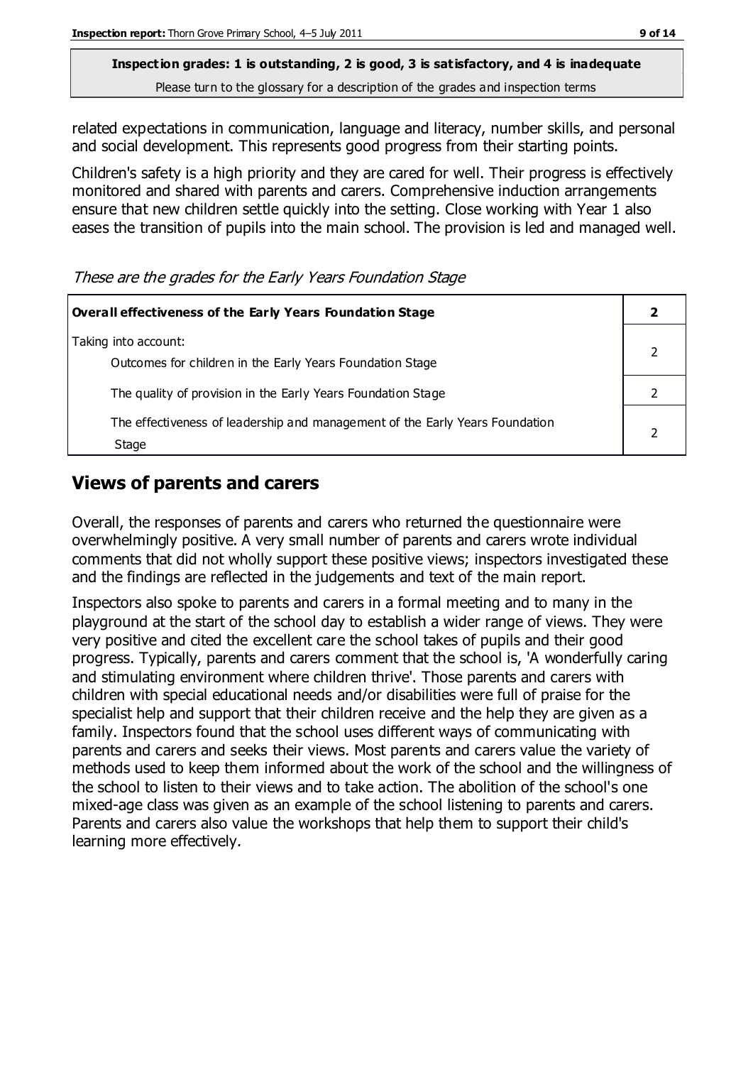**Inspection grades: 1 is outstanding, 2 is good, 3 is satisfactory, and 4 is inadequate**
Please turn to the glossary for a description of the grades and inspection terms

related expectations in communication, language and literacy, number skills, and personal and social development. This represents good progress from their starting points.

Children's safety is a high priority and they are cared for well. Their progress is effectively monitored and shared with parents and carers. Comprehensive induction arrangements ensure that new children settle quickly into the setting. Close working with Year 1 also eases the transition of pupils into the main school. The provision is led and managed well.

*These are the grades for the Early Years Foundation Stage*

| **Overall effectiveness of the Early Years Foundation Stage** | **2** |
|---|---|
| Taking into account:<br>Outcomes for children in the Early Years Foundation Stage | 2 |
| The quality of provision in the Early Years Foundation Stage | 2 |
| The effectiveness of leadership and management of the Early Years Foundation Stage | 2 |

## Views of parents and carers

Overall, the responses of parents and carers who returned the questionnaire were overwhelmingly positive. A very small number of parents and carers wrote individual comments that did not wholly support these positive views; inspectors investigated these and the findings are reflected in the judgements and text of the main report.

Inspectors also spoke to parents and carers in a formal meeting and to many in the playground at the start of the school day to establish a wider range of views. They were very positive and cited the excellent care the school takes of pupils and their good progress. Typically, parents and carers comment that the school is, 'A wonderfully caring and stimulating environment where children thrive'. Those parents and carers with children with special educational needs and/or disabilities were full of praise for the specialist help and support that their children receive and the help they are given as a family. Inspectors found that the school uses different ways of communicating with parents and carers and seeks their views. Most parents and carers value the variety of methods used to keep them informed about the work of the school and the willingness of the school to listen to their views and to take action. The abolition of the school's one mixed-age class was given as an example of the school listening to parents and carers. Parents and carers also value the workshops that help them to support their child's learning more effectively.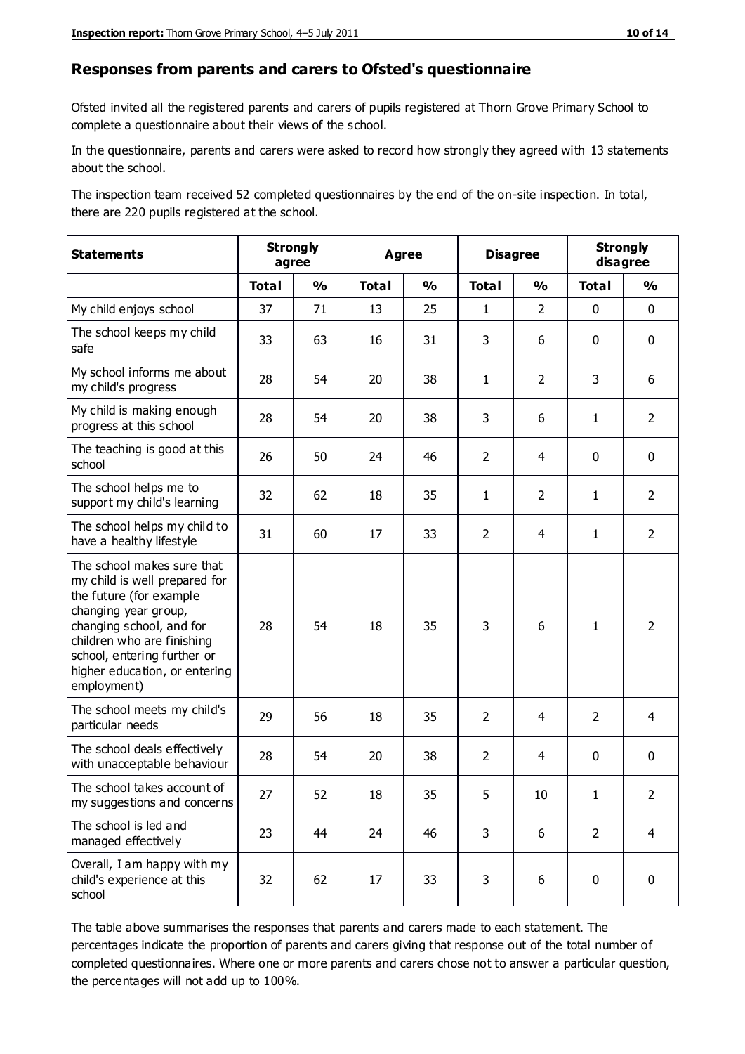## Responses from parents and carers to Ofsted's questionnaire

Ofsted invited all the registered parents and carers of pupils registered at Thorn Grove Primary School to complete a questionnaire about their views of the school.

In the questionnaire, parents and carers were asked to record how strongly they agreed with 13 statements about the school.

The inspection team received 52 completed questionnaires by the end of the on-site inspection. In total, there are 220 pupils registered at the school.

| Statements | Strongly agree | | Agree | | Disagree | | Strongly disagree | |
|---|---|---|---|---|---|---|---|---|
| | Total | % | Total | % | Total | % | Total | % |
| My child enjoys school | 37 | 71 | 13 | 25 | 1 | 2 | 0 | 0 |
| The school keeps my child safe | 33 | 63 | 16 | 31 | 3 | 6 | 0 | 0 |
| My school informs me about my child's progress | 28 | 54 | 20 | 38 | 1 | 2 | 3 | 6 |
| My child is making enough progress at this school | 28 | 54 | 20 | 38 | 3 | 6 | 1 | 2 |
| The teaching is good at this school | 26 | 50 | 24 | 46 | 2 | 4 | 0 | 0 |
| The school helps me to support my child's learning | 32 | 62 | 18 | 35 | 1 | 2 | 1 | 2 |
| The school helps my child to have a healthy lifestyle | 31 | 60 | 17 | 33 | 2 | 4 | 1 | 2 |
| The school makes sure that my child is well prepared for the future (for example changing year group, changing school, and for children who are finishing school, entering further or higher education, or entering employment) | 28 | 54 | 18 | 35 | 3 | 6 | 1 | 2 |
| The school meets my child's particular needs | 29 | 56 | 18 | 35 | 2 | 4 | 2 | 4 |
| The school deals effectively with unacceptable behaviour | 28 | 54 | 20 | 38 | 2 | 4 | 0 | 0 |
| The school takes account of my suggestions and concerns | 27 | 52 | 18 | 35 | 5 | 10 | 1 | 2 |
| The school is led and managed effectively | 23 | 44 | 24 | 46 | 3 | 6 | 2 | 4 |
| Overall, I am happy with my child's experience at this school | 32 | 62 | 17 | 33 | 3 | 6 | 0 | 0 |

The table above summarises the responses that parents and carers made to each statement. The percentages indicate the proportion of parents and carers giving that response out of the total number of completed questionnaires. Where one or more parents and carers chose not to answer a particular question, the percentages will not add up to 100%.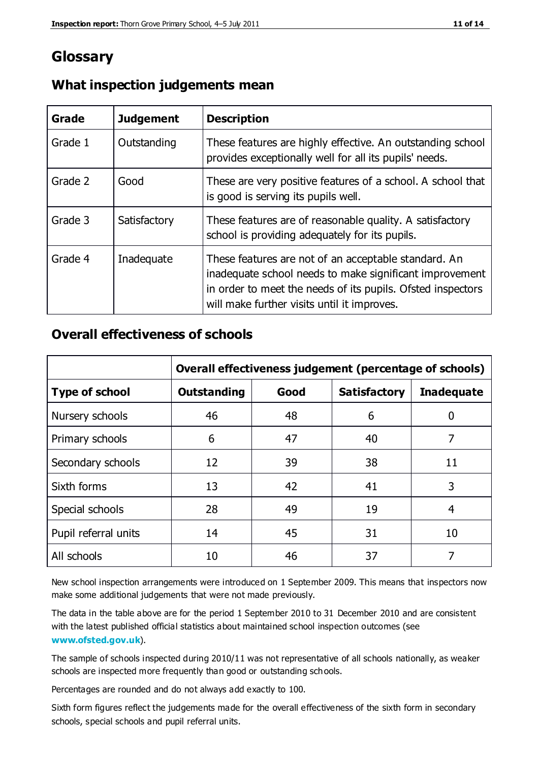# Glossary

## What inspection judgements mean

| Grade | Judgement | Description |
|---|---|---|
| Grade 1 | Outstanding | These features are highly effective. An outstanding school provides exceptionally well for all its pupils' needs. |
| Grade 2 | Good | These are very positive features of a school. A school that is good is serving its pupils well. |
| Grade 3 | Satisfactory | These features are of reasonable quality. A satisfactory school is providing adequately for its pupils. |
| Grade 4 | Inadequate | These features are not of an acceptable standard. An inadequate school needs to make significant improvement in order to meet the needs of its pupils. Ofsted inspectors will make further visits until it improves. |

## Overall effectiveness of schools

| | Overall effectiveness judgement (percentage of schools) | | | |
|---|---|---|---|---|
| **Type of school** | **Outstanding** | **Good** | **Satisfactory** | **Inadequate** |
| Nursery schools | 46 | 48 | 6 | 0 |
| Primary schools | 6 | 47 | 40 | 7 |
| Secondary schools | 12 | 39 | 38 | 11 |
| Sixth forms | 13 | 42 | 41 | 3 |
| Special schools | 28 | 49 | 19 | 4 |
| Pupil referral units | 14 | 45 | 31 | 10 |
| All schools | 10 | 46 | 37 | 7 |

New school inspection arrangements were introduced on 1 September 2009. This means that inspectors now make some additional judgements that were not made previously.

The data in the table above are for the period 1 September 2010 to 31 December 2010 and are consistent with the latest published official statistics about maintained school inspection outcomes (see **www.ofsted.gov.uk**).

The sample of schools inspected during 2010/11 was not representative of all schools nationally, as weaker schools are inspected more frequently than good or outstanding schools.

Percentages are rounded and do not always add exactly to 100.

Sixth form figures reflect the judgements made for the overall effectiveness of the sixth form in secondary schools, special schools and pupil referral units.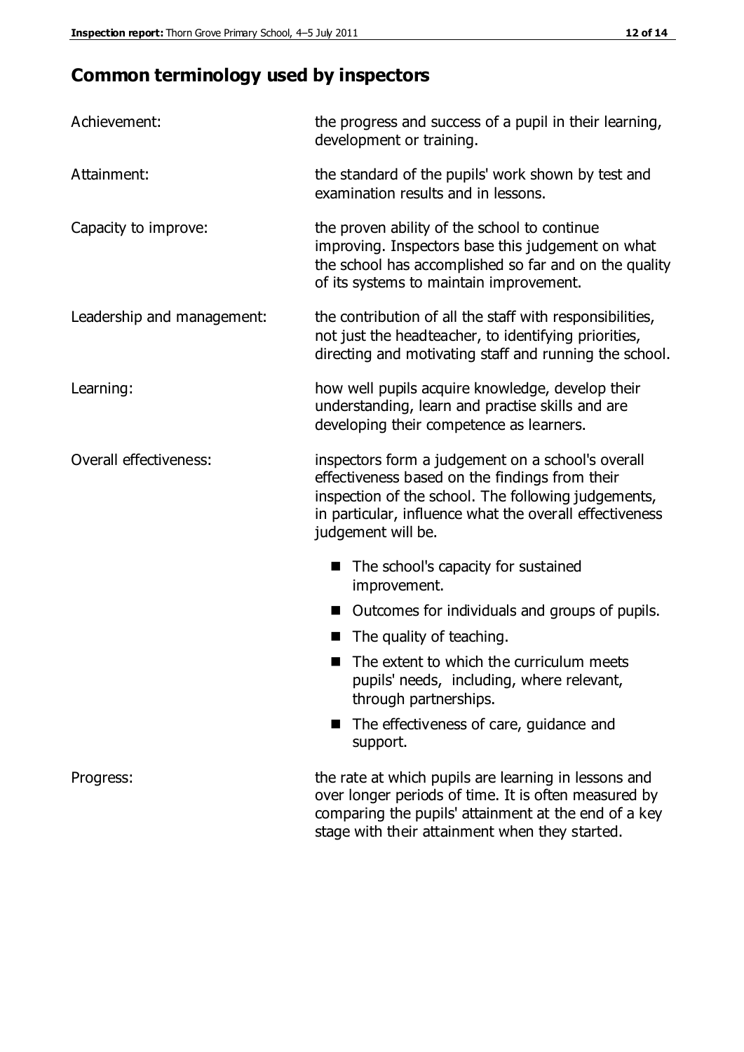## Common terminology used by inspectors

| | |
|---|---|
| Achievement: | the progress and success of a pupil in their learning, development or training. |
| Attainment: | the standard of the pupils' work shown by test and examination results and in lessons. |
| Capacity to improve: | the proven ability of the school to continue improving. Inspectors base this judgement on what the school has accomplished so far and on the quality of its systems to maintain improvement. |
| Leadership and management: | the contribution of all the staff with responsibilities, not just the headteacher, to identifying priorities, directing and motivating staff and running the school. |
| Learning: | how well pupils acquire knowledge, develop their understanding, learn and practise skills and are developing their competence as learners. |
| Overall effectiveness: | inspectors form a judgement on a school's overall effectiveness based on the findings from their inspection of the school. The following judgements, in particular, influence what the overall effectiveness judgement will be. |

- The school's capacity for sustained improvement.
- Outcomes for individuals and groups of pupils.
- The quality of teaching.
- The extent to which the curriculum meets pupils' needs, including, where relevant, through partnerships.
- The effectiveness of care, guidance and support.

| | |
|---|---|
| Progress: | the rate at which pupils are learning in lessons and over longer periods of time. It is often measured by comparing the pupils' attainment at the end of a key stage with their attainment when they started. |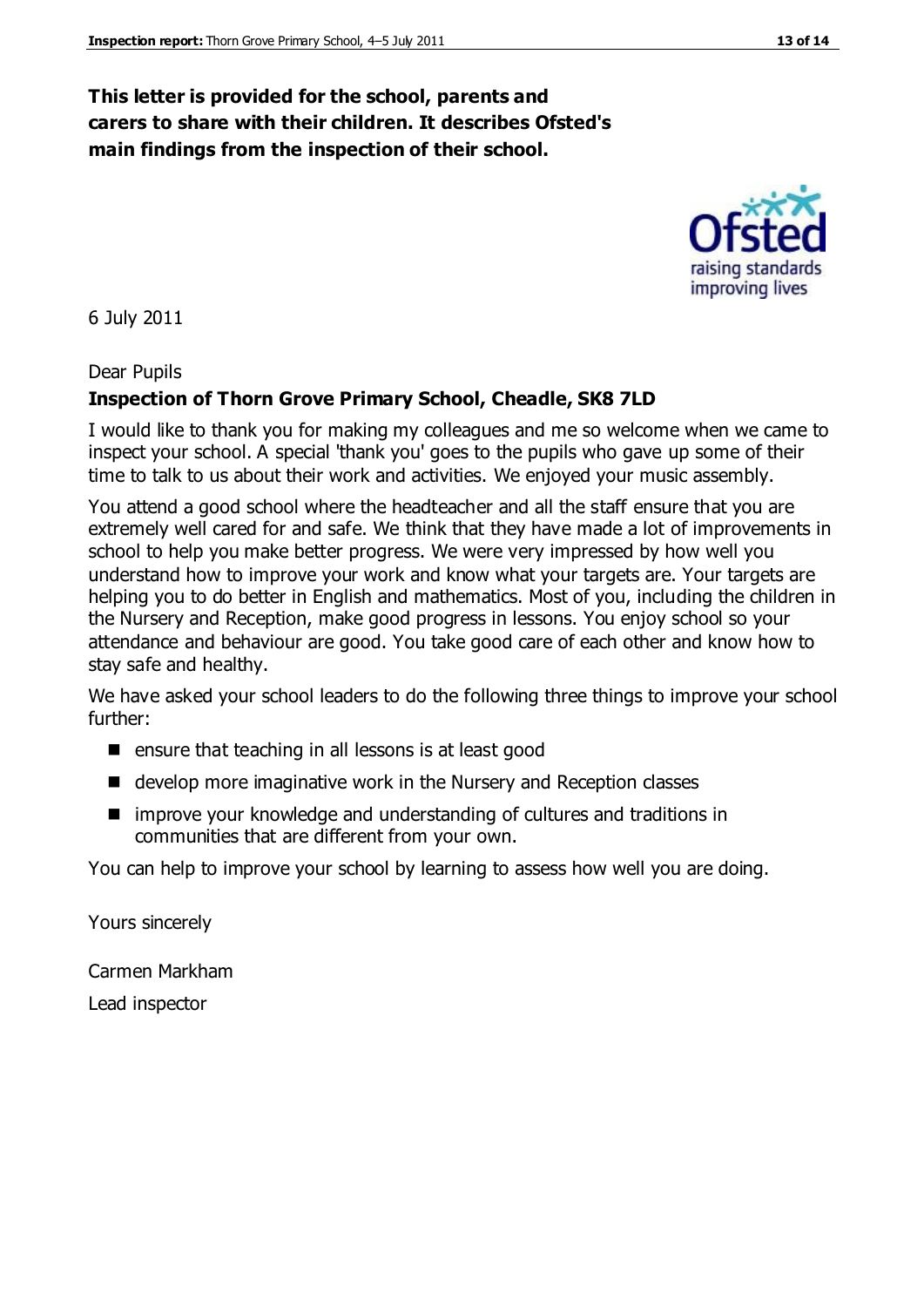**This letter is provided for the school, parents and carers to share with their children. It describes Ofsted's main findings from the inspection of their school.**

6 July 2011

Dear Pupils

**Inspection of Thorn Grove Primary School, Cheadle, SK8 7LD**

I would like to thank you for making my colleagues and me so welcome when we came to inspect your school. A special 'thank you' goes to the pupils who gave up some of their time to talk to us about their work and activities. We enjoyed your music assembly.

You attend a good school where the headteacher and all the staff ensure that you are extremely well cared for and safe. We think that they have made a lot of improvements in school to help you make better progress. We were very impressed by how well you understand how to improve your work and know what your targets are. Your targets are helping you to do better in English and mathematics. Most of you, including the children in the Nursery and Reception, make good progress in lessons. You enjoy school so your attendance and behaviour are good. You take good care of each other and know how to stay safe and healthy.

We have asked your school leaders to do the following three things to improve your school further:

- ensure that teaching in all lessons is at least good
- develop more imaginative work in the Nursery and Reception classes
- improve your knowledge and understanding of cultures and traditions in communities that are different from your own.

You can help to improve your school by learning to assess how well you are doing.

Yours sincerely

Carmen Markham

Lead inspector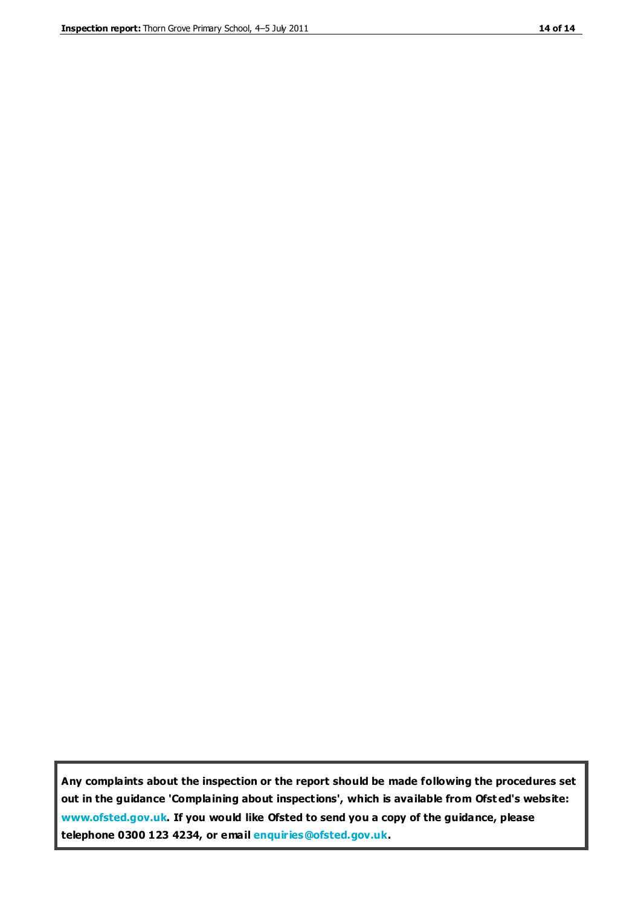**Any complaints about the inspection or the report should be made following the procedures set out in the guidance 'Complaining about inspections', which is available from Ofsted's website: www.ofsted.gov.uk. If you would like Ofsted to send you a copy of the guidance, please telephone 0300 123 4234, or email enquiries@ofsted.gov.uk.**